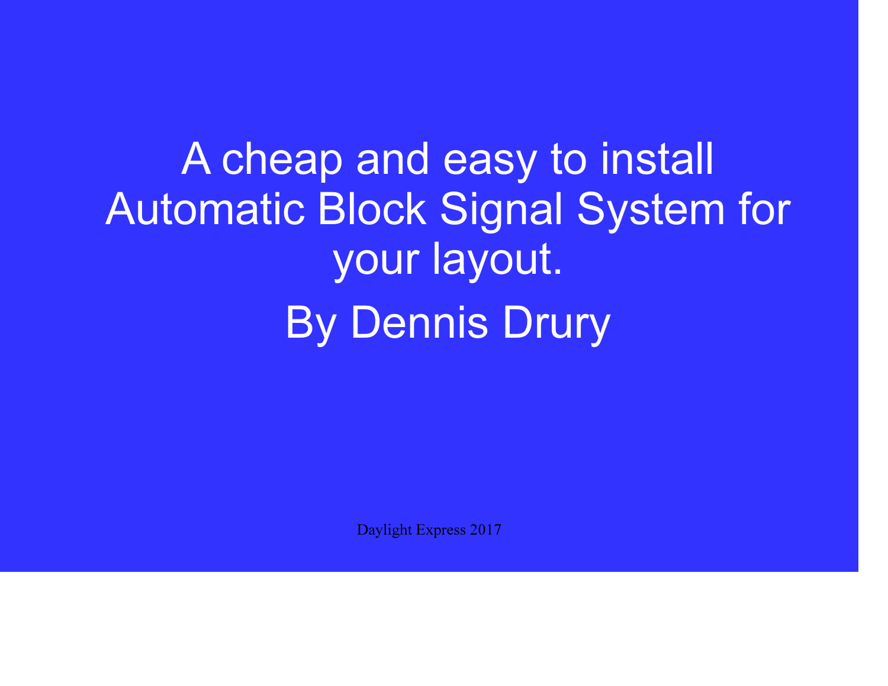# A cheap and easy to install Automatic Block Signal System for your layout.

## By Dennis Drury

Daylight Express 2017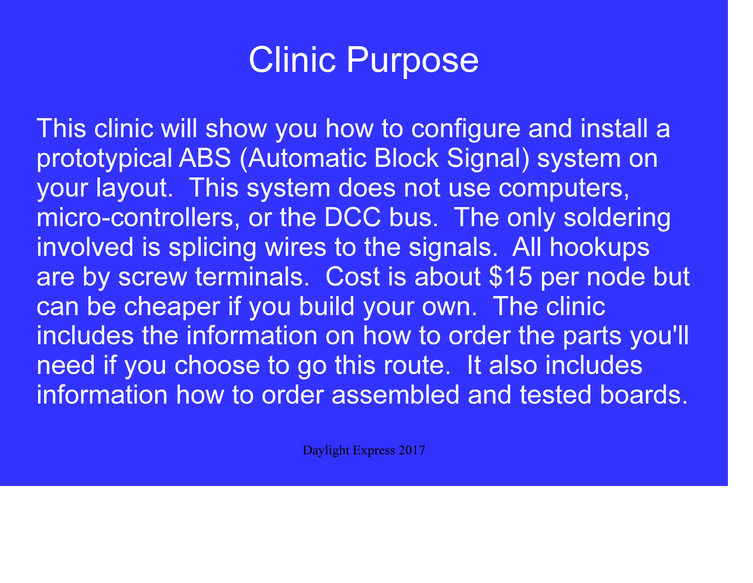# Clinic Purpose

This clinic will show you how to configure and install a prototypical ABS (Automatic Block Signal) system on your layout. This system does not use computers, micro-controllers, or the DCC bus. The only soldering involved is splicing wires to the signals. All hookups are by screw terminals. Cost is about $15 per node but can be cheaper if you build your own. The clinic includes the information on how to order the parts you'll need if you choose to go this route. It also includes information how to order assembled and tested boards.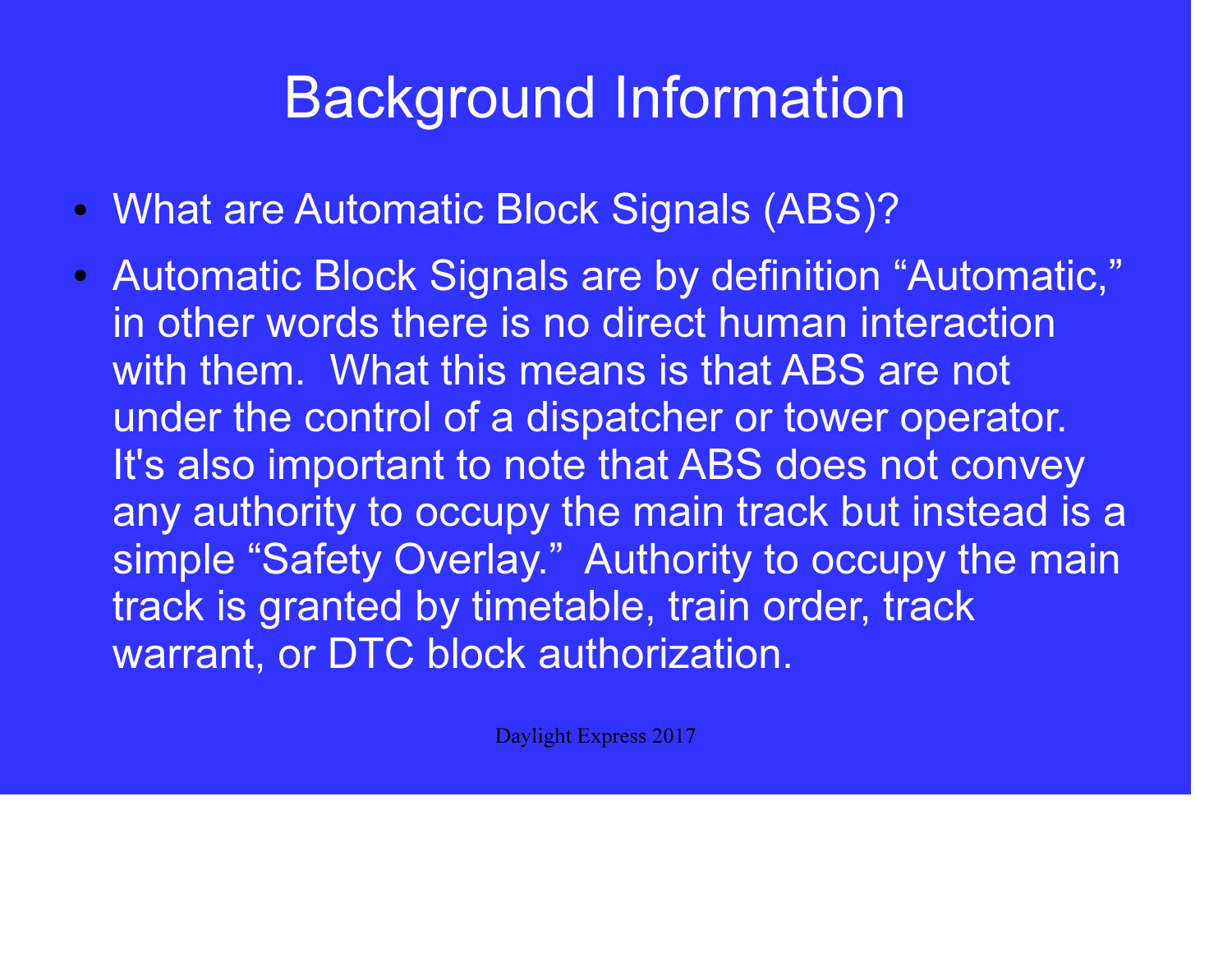# Background Information

- What are Automatic Block Signals (ABS)?
- Automatic Block Signals are by definition "Automatic," in other words there is no direct human interaction with them. What this means is that ABS are not under the control of a dispatcher or tower operator. It's also important to note that ABS does not convey any authority to occupy the main track but instead is a simple "Safety Overlay." Authority to occupy the main track is granted by timetable, train order, track warrant, or DTC block authorization.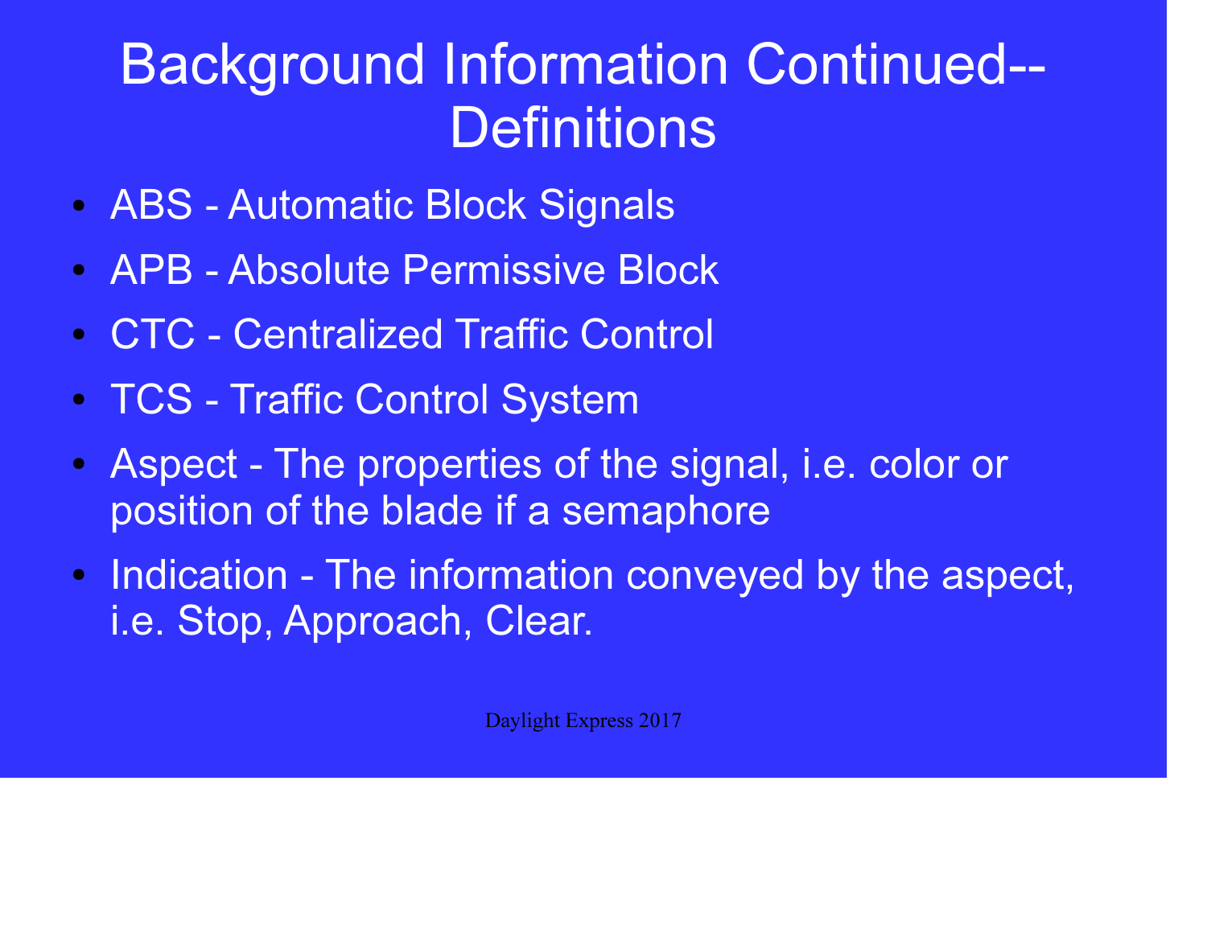# Background Information Continued-- Definitions

- ABS - Automatic Block Signals
- APB - Absolute Permissive Block
- CTC - Centralized Traffic Control
- TCS - Traffic Control System
- Aspect - The properties of the signal, i.e. color or position of the blade if a semaphore
- Indication - The information conveyed by the aspect, i.e. Stop, Approach, Clear.

Daylight Express 2017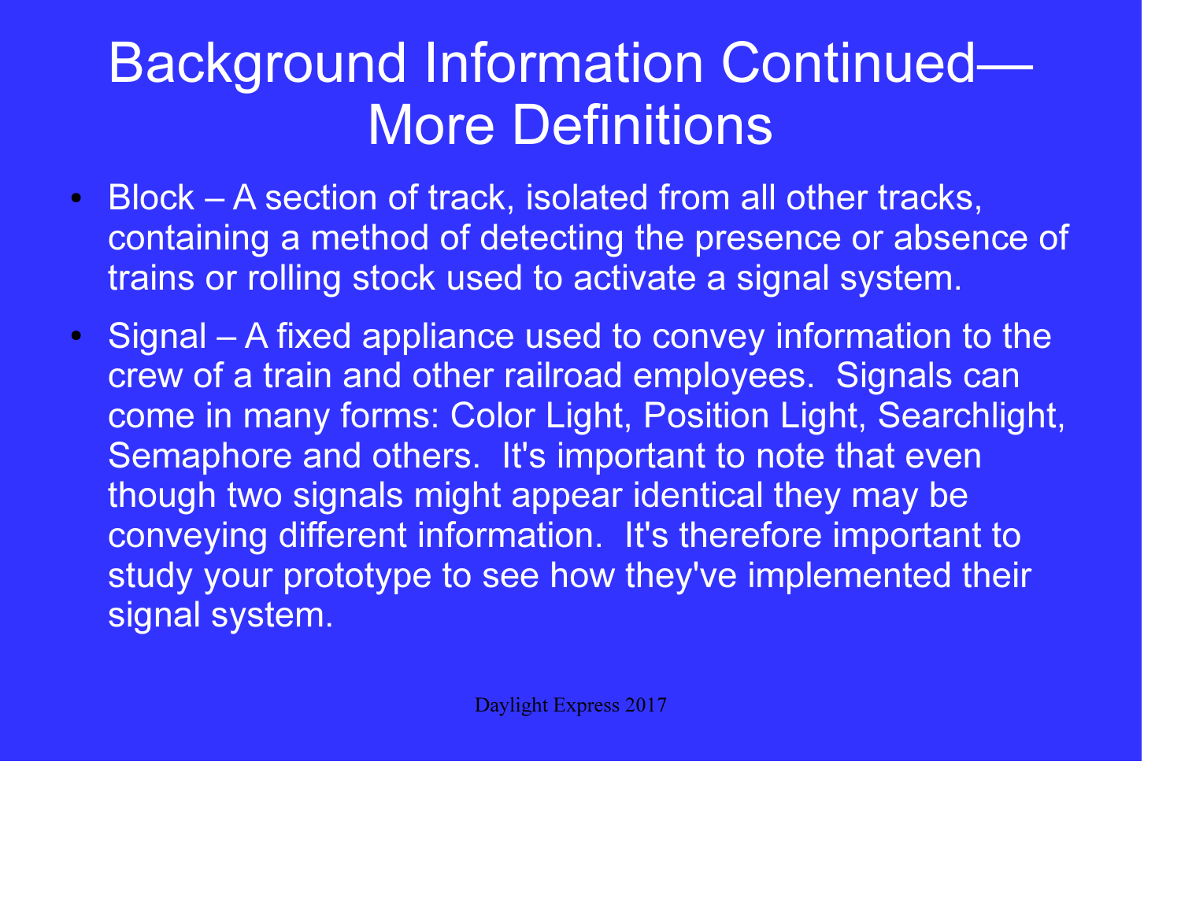# Background Information Continued—More Definitions

- Block – A section of track, isolated from all other tracks, containing a method of detecting the presence or absence of trains or rolling stock used to activate a signal system.
- Signal – A fixed appliance used to convey information to the crew of a train and other railroad employees. Signals can come in many forms: Color Light, Position Light, Searchlight, Semaphore and others. It's important to note that even though two signals might appear identical they may be conveying different information. It's therefore important to study your prototype to see how they've implemented their signal system.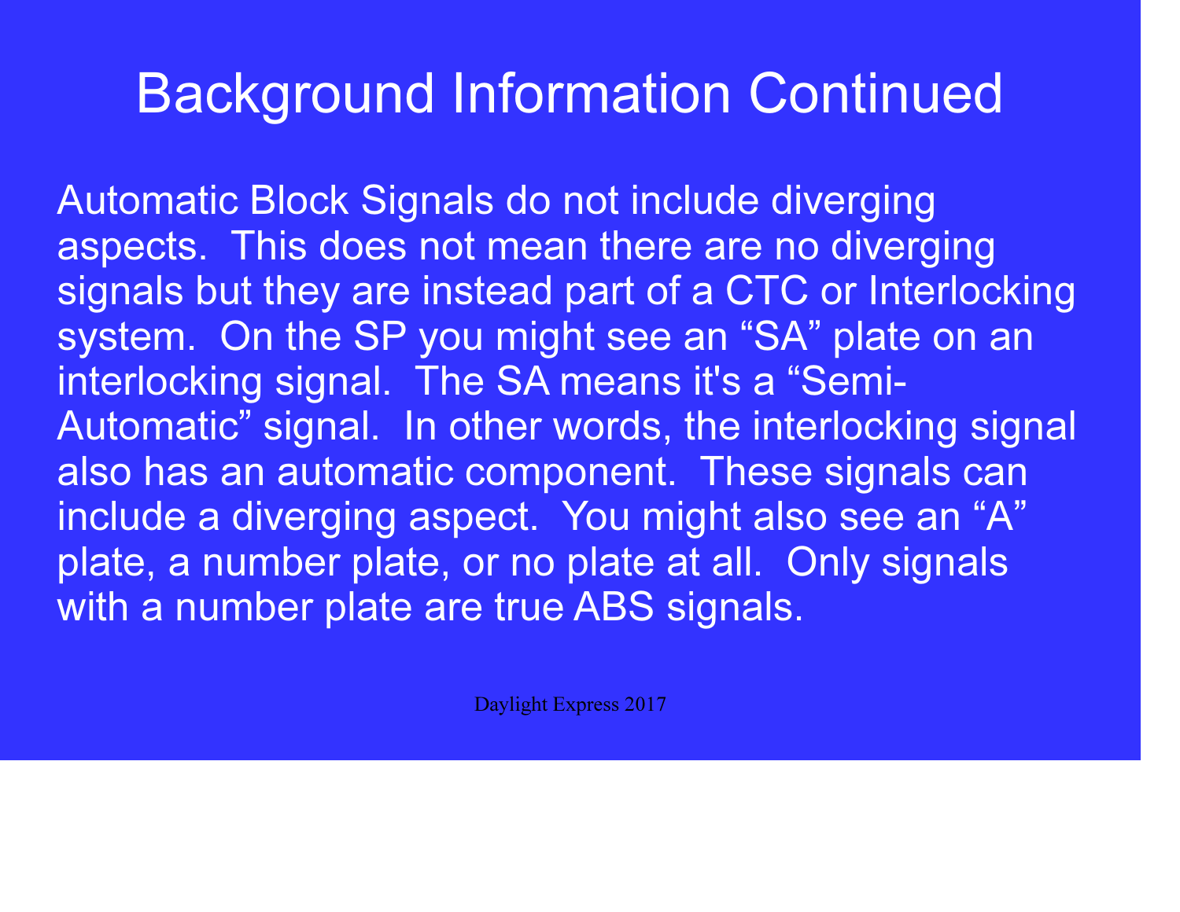# Background Information Continued

Automatic Block Signals do not include diverging aspects. This does not mean there are no diverging signals but they are instead part of a CTC or Interlocking system. On the SP you might see an "SA" plate on an interlocking signal. The SA means it's a "Semi-Automatic" signal. In other words, the interlocking signal also has an automatic component. These signals can include a diverging aspect. You might also see an "A" plate, a number plate, or no plate at all. Only signals with a number plate are true ABS signals.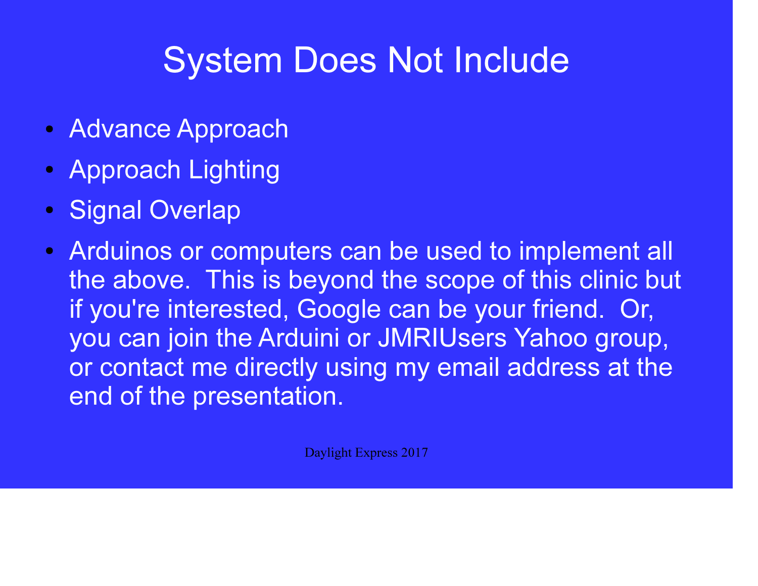# System Does Not Include

- Advance Approach
- Approach Lighting
- Signal Overlap
- Arduinos or computers can be used to implement all the above. This is beyond the scope of this clinic but if you're interested, Google can be your friend. Or, you can join the Arduini or JMRIUsers Yahoo group, or contact me directly using my email address at the end of the presentation.

Daylight Express 2017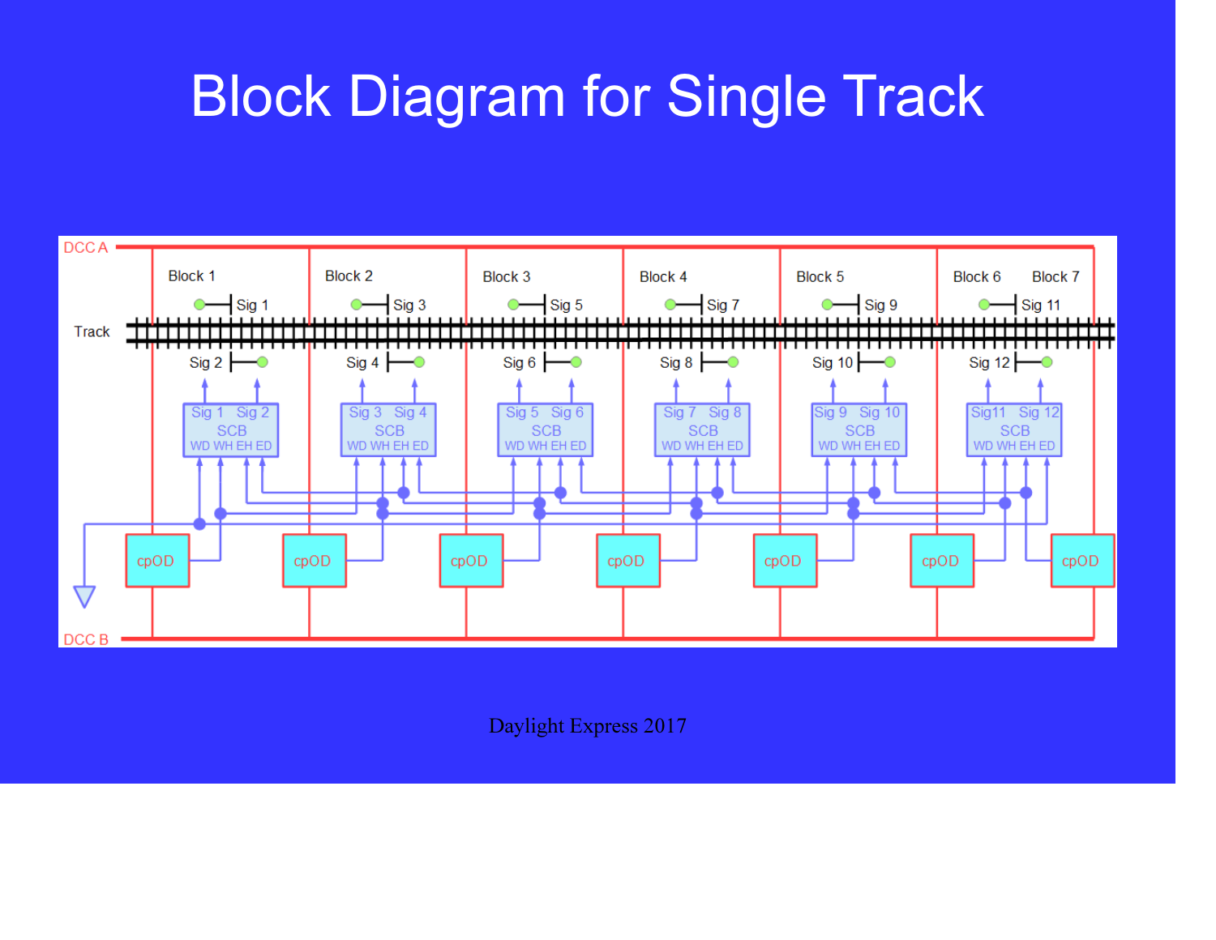# Block Diagram for Single Track

DCC A

Block 1 Block 2 Block 3 Block 4 Block 5 Block 6 Block 7

Sig 1 Sig 3 Sig 5 Sig 7 Sig 9 Sig 11

Track

Sig 2 Sig 4 Sig 6 Sig 8 Sig 10 Sig 12

| Sig 1 Sig 2 SCB WD WH EH ED | Sig 3 Sig 4 SCB WD WH EH ED | Sig 5 Sig 6 SCB WD WH EH ED | Sig 7 Sig 8 SCB WD WH EH ED | Sig 9 Sig 10 SCB WD WH EH ED | Sig11 Sig 12 SCB WD WH EH ED |
|---|---|---|---|---|---|

cpOD cpOD cpOD cpOD cpOD cpOD cpOD

DCC B

Daylight Express 2017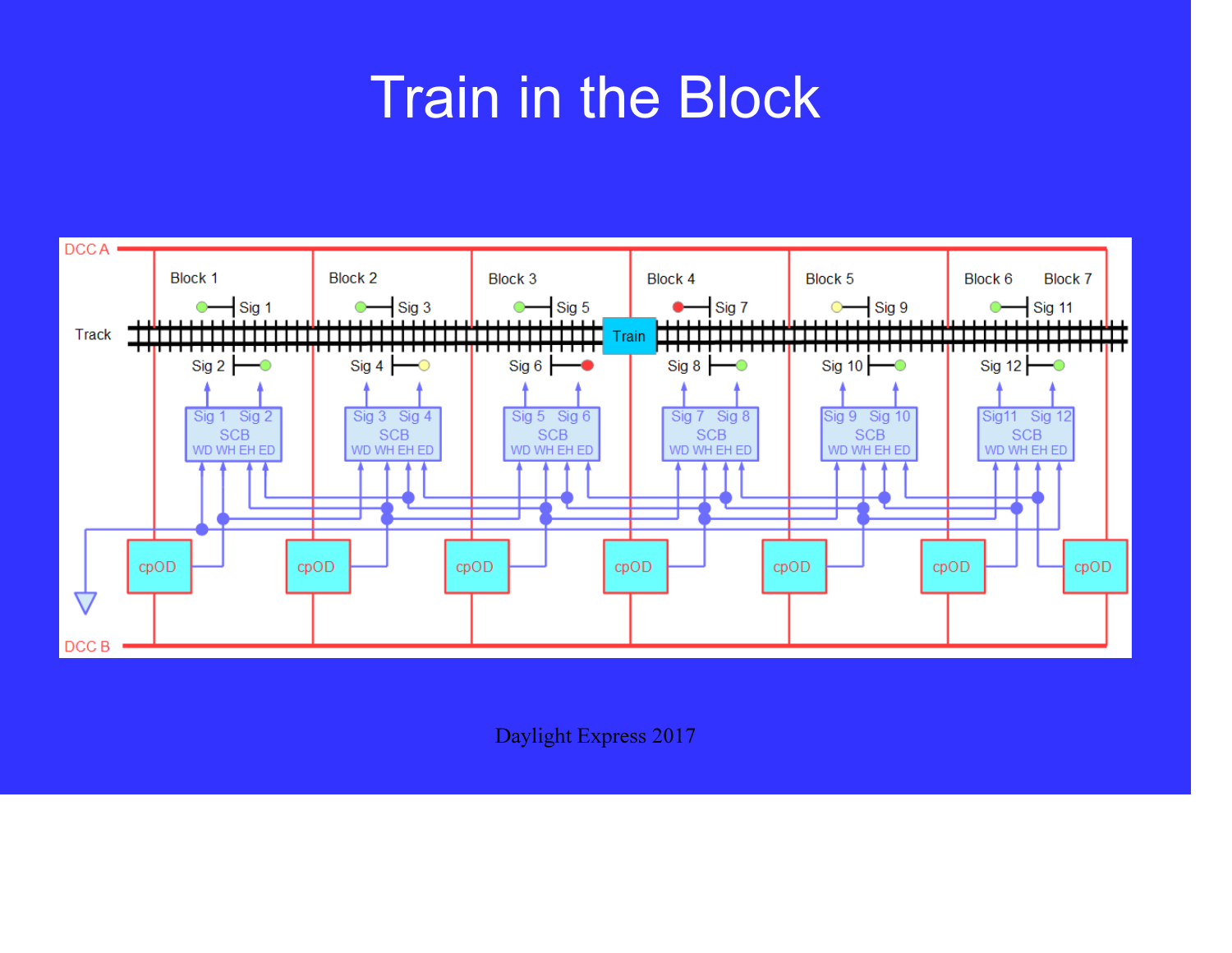# Train in the Block

DCC A

Block 1 Block 2 Block 3 Block 4 Block 5 Block 6 Block 7

Sig 1 Sig 3 Sig 5 Sig 7 Sig 9 Sig 11

Track

Train

Sig 2 Sig 4 Sig 6 Sig 8 Sig 10 Sig 12

Sig 1 Sig 2 SCB WD WH EH ED

Sig 3 Sig 4 SCB WD WH EH ED

Sig 5 Sig 6 SCB WD WH EH ED

Sig 7 Sig 8 SCB WD WH EH ED

Sig 9 Sig 10 SCB WD WH EH ED

Sig11 Sig 12 SCB WD WH EH ED

cpOD cpOD cpOD cpOD cpOD cpOD cpOD

DCC B

Daylight Express 2017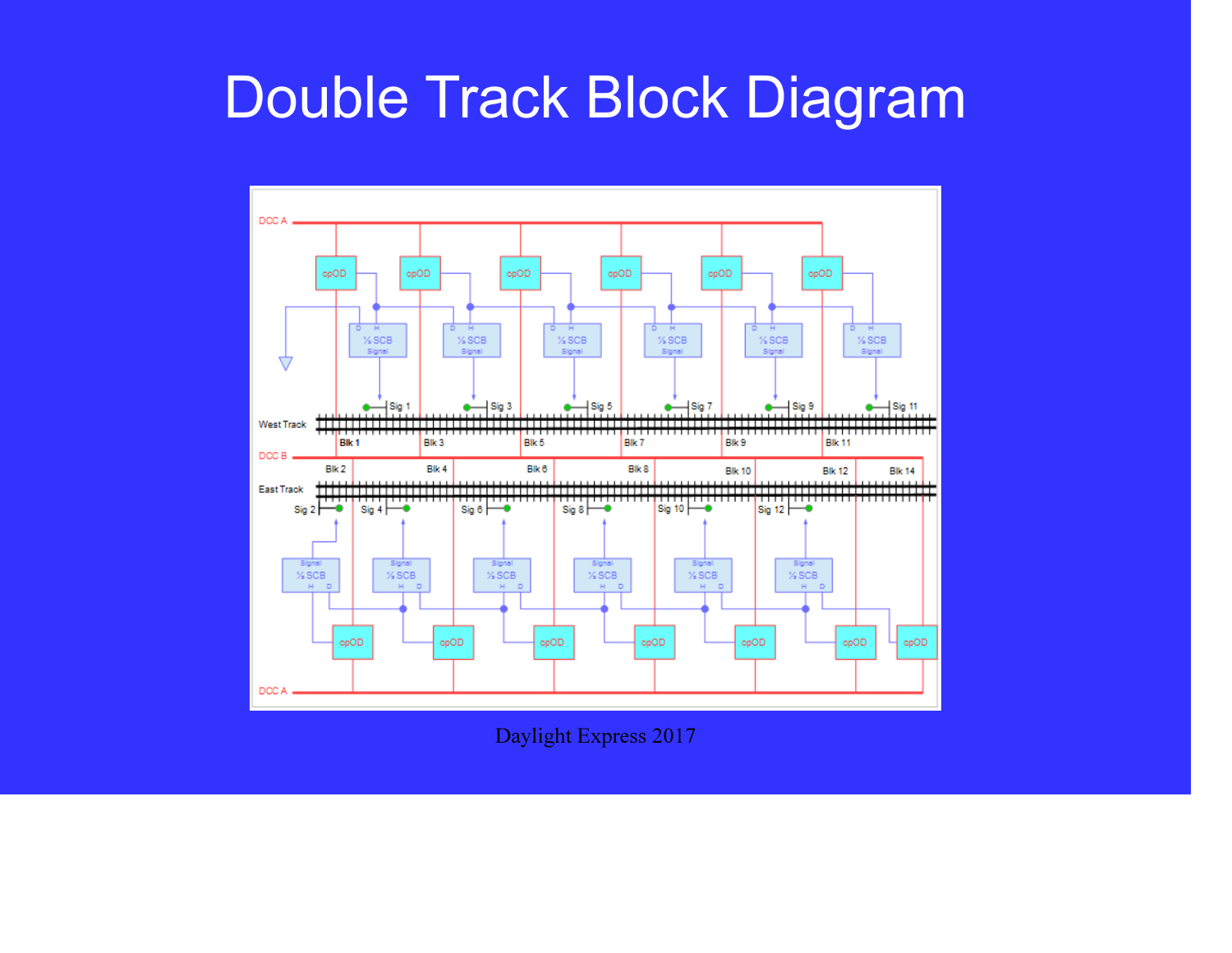# Double Track Block Diagram

Daylight Express 2017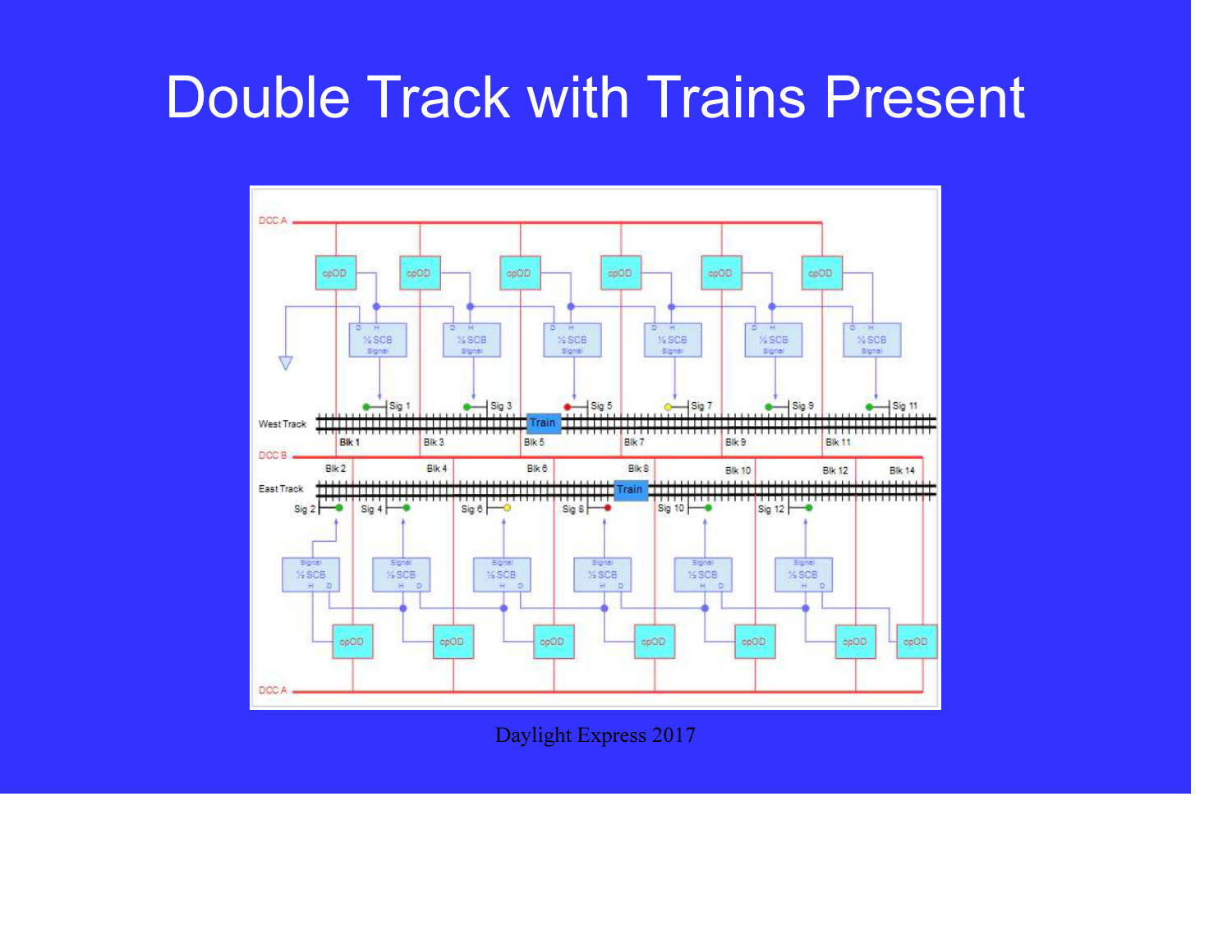# Double Track with Trains Present

Daylight Express 2017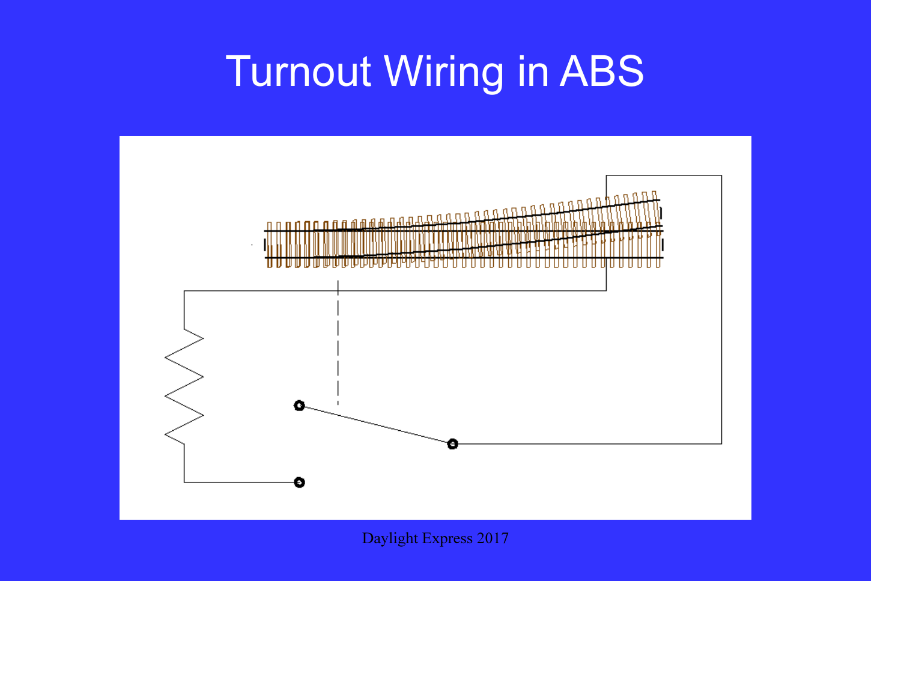# Turnout Wiring in ABS

Daylight Express 2017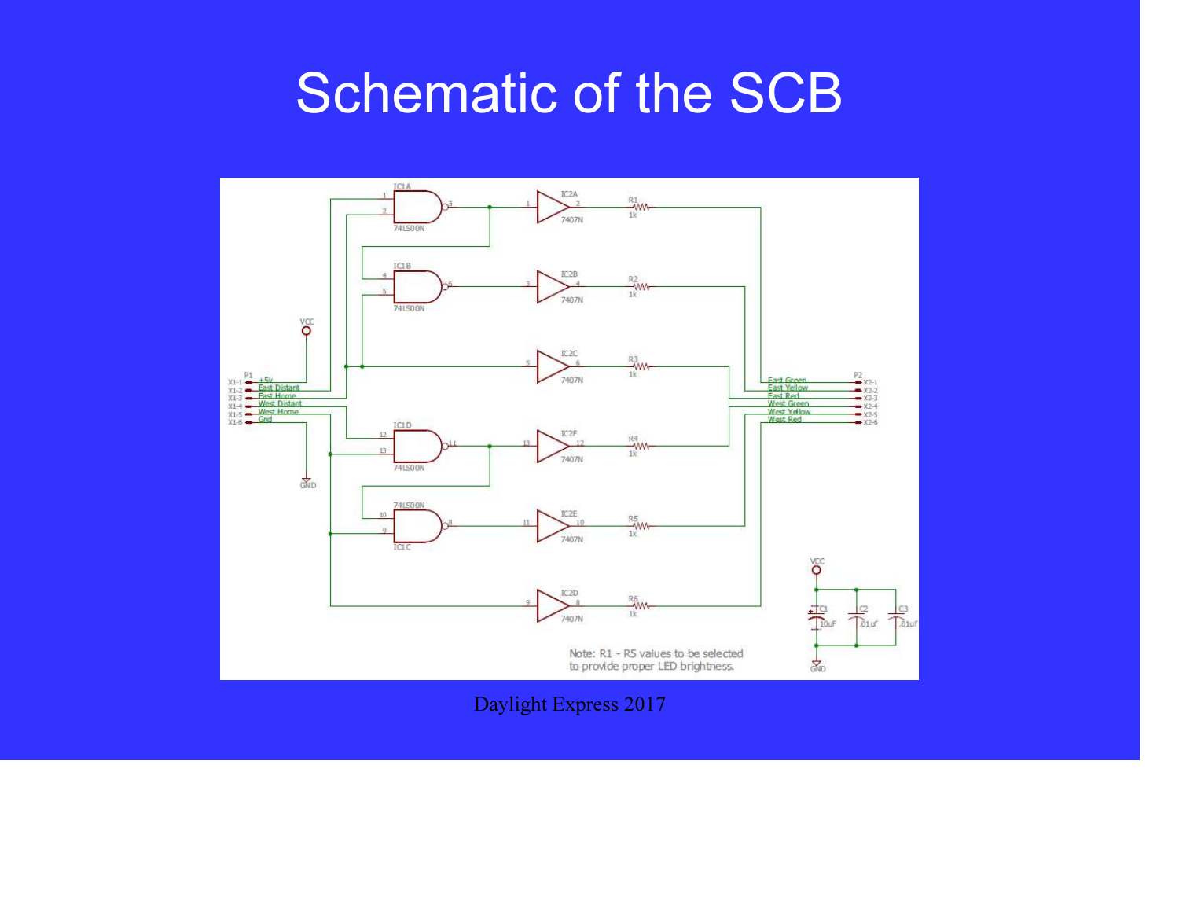# Schematic of the SCB

Daylight Express 2017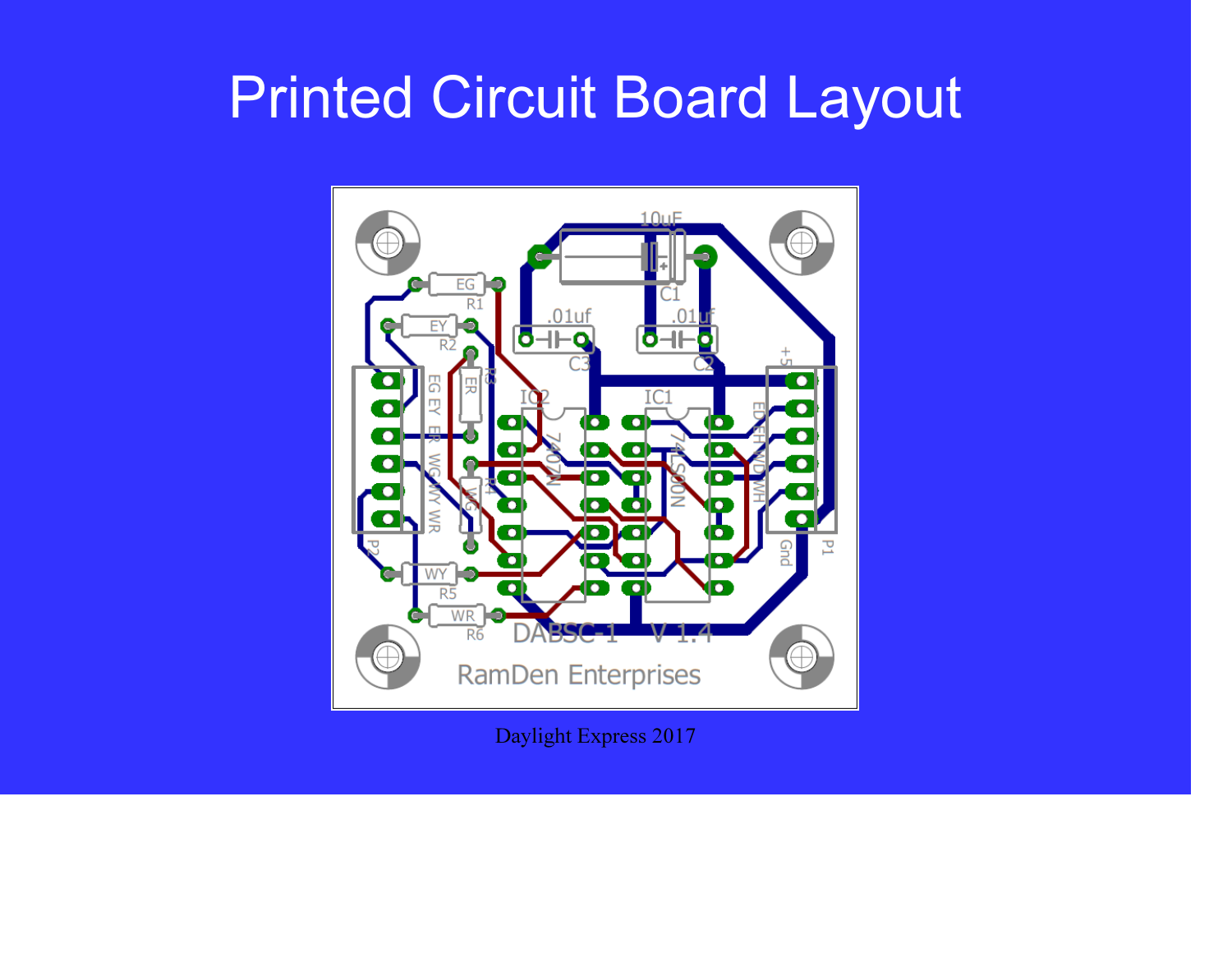# Printed Circuit Board Layout

Daylight Express 2017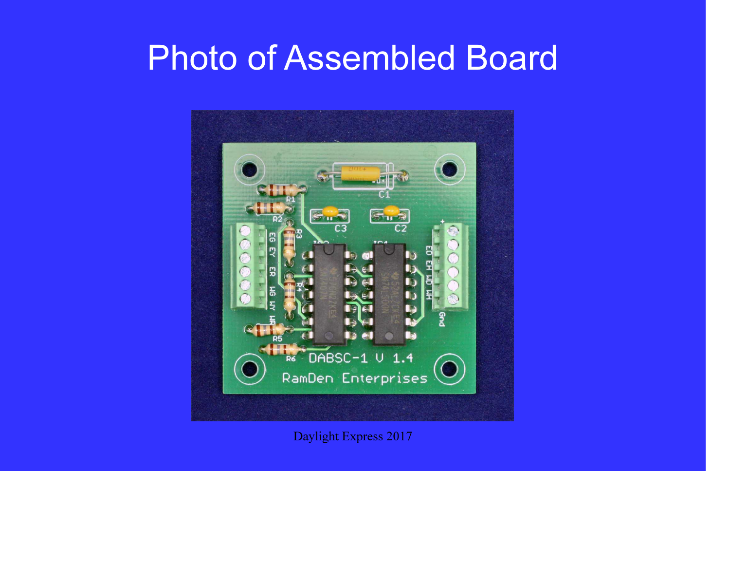# Photo of Assembled Board

Daylight Express 2017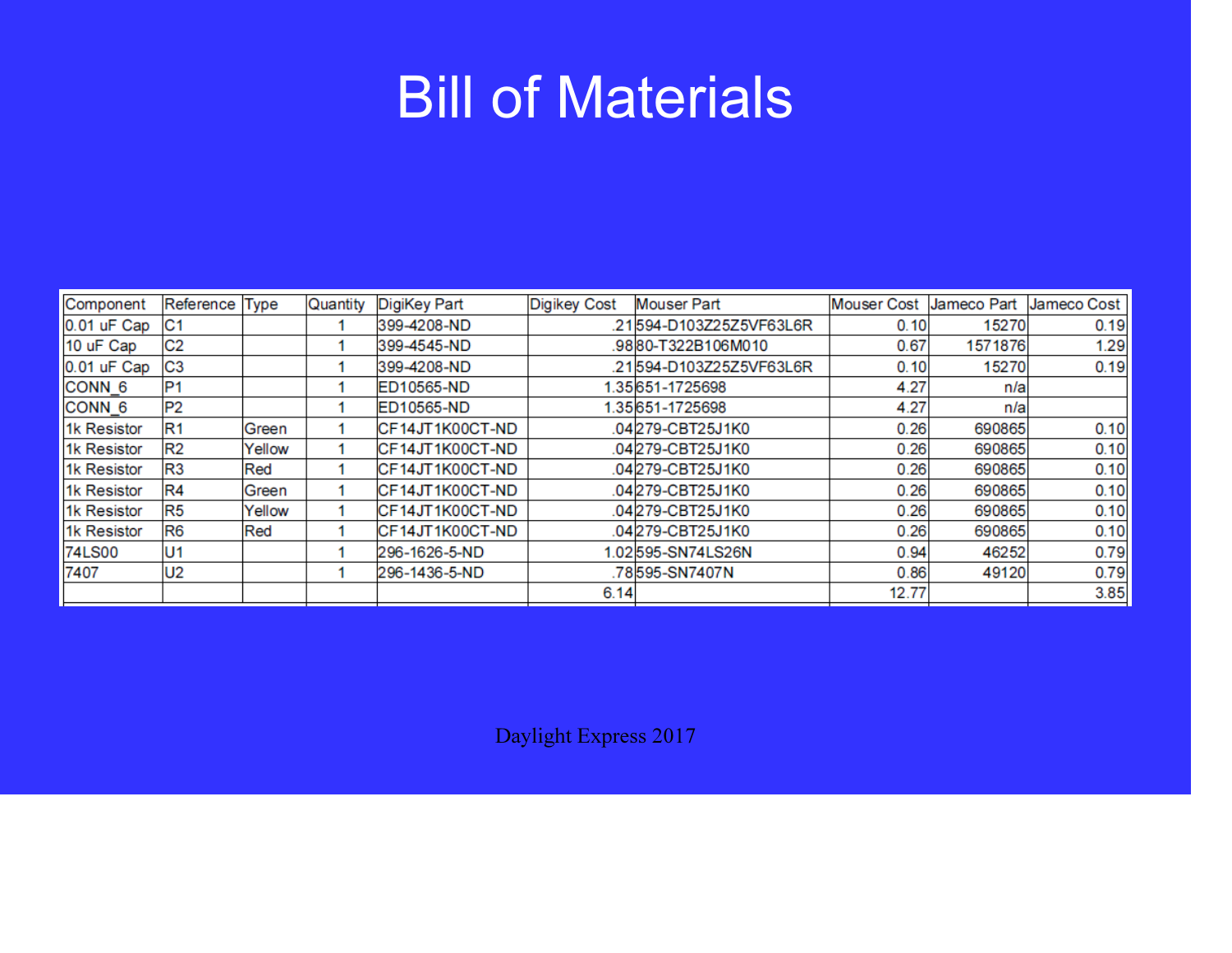# Bill of Materials

| Component | Reference | Type | Quantity | DigiKey Part | Digikey Cost | Mouser Part | Mouser Cost | Jameco Part | Jameco Cost |
|---|---|---|---|---|---|---|---|---|---|
| 0.01 uF Cap | C1 | | 1 | 399-4208-ND | .21 | 594-D103Z25Z5VF63L6R | 0.10 | 15270 | 0.19 |
| 10 uF Cap | C2 | | 1 | 399-4545-ND | .98 | 80-T322B106M010 | 0.67 | 1571876 | 1.29 |
| 0.01 uF Cap | C3 | | 1 | 399-4208-ND | .21 | 594-D103Z25Z5VF63L6R | 0.10 | 15270 | 0.19 |
| CONN_6 | P1 | | 1 | ED10565-ND | 1.35 | 651-1725698 | 4.27 | n/a | |
| CONN_6 | P2 | | 1 | ED10565-ND | 1.35 | 651-1725698 | 4.27 | n/a | |
| 1k Resistor | R1 | Green | 1 | CF14JT1K00CT-ND | .04 | 279-CBT25J1K0 | 0.26 | 690865 | 0.10 |
| 1k Resistor | R2 | Yellow | 1 | CF14JT1K00CT-ND | .04 | 279-CBT25J1K0 | 0.26 | 690865 | 0.10 |
| 1k Resistor | R3 | Red | 1 | CF14JT1K00CT-ND | .04 | 279-CBT25J1K0 | 0.26 | 690865 | 0.10 |
| 1k Resistor | R4 | Green | 1 | CF14JT1K00CT-ND | .04 | 279-CBT25J1K0 | 0.26 | 690865 | 0.10 |
| 1k Resistor | R5 | Yellow | 1 | CF14JT1K00CT-ND | .04 | 279-CBT25J1K0 | 0.26 | 690865 | 0.10 |
| 1k Resistor | R6 | Red | 1 | CF14JT1K00CT-ND | .04 | 279-CBT25J1K0 | 0.26 | 690865 | 0.10 |
| 74LS00 | U1 | | 1 | 296-1626-5-ND | 1.02 | 595-SN74LS26N | 0.94 | 46252 | 0.79 |
| 7407 | U2 | | 1 | 296-1436-5-ND | .78 | 595-SN7407N | 0.86 | 49120 | 0.79 |
| | | | | | 6.14 | | 12.77 | | 3.85 |

Daylight Express 2017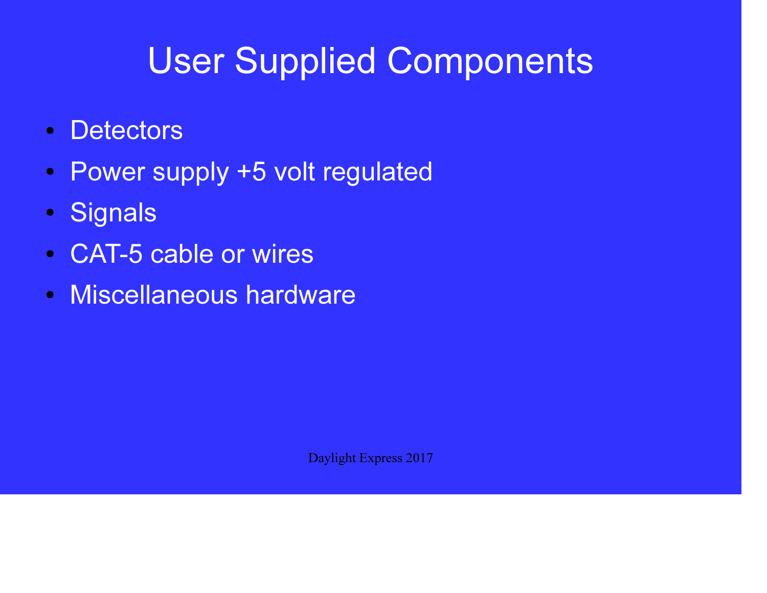# User Supplied Components

- Detectors
- Power supply +5 volt regulated
- Signals
- CAT-5 cable or wires
- Miscellaneous hardware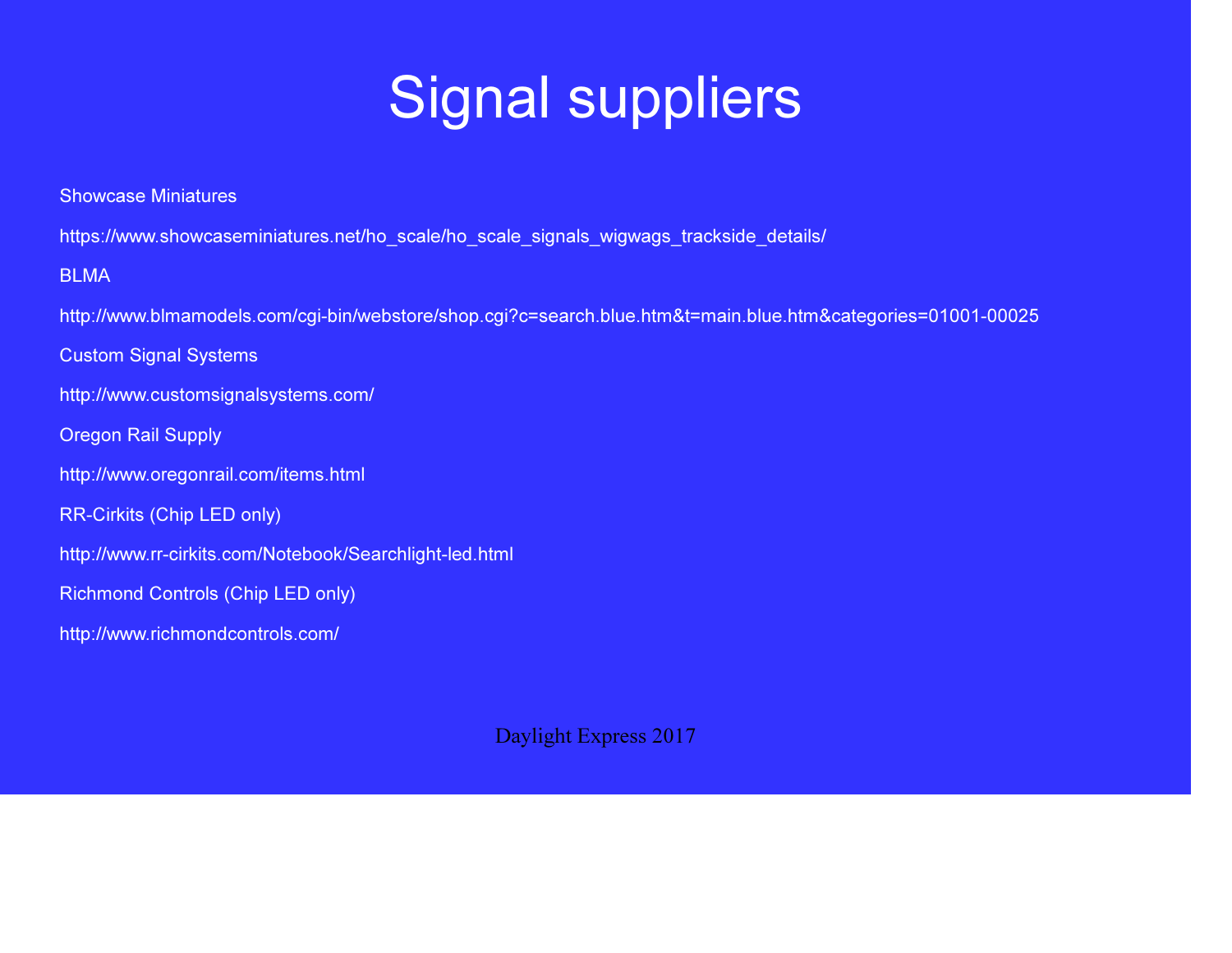# Signal suppliers

Showcase Miniatures

https://www.showcaseminiatures.net/ho_scale/ho_scale_signals_wigwags_trackside_details/

BLMA

http://www.blmamodels.com/cgi-bin/webstore/shop.cgi?c=search.blue.htm&t=main.blue.htm&categories=01001-00025

Custom Signal Systems

http://www.customsignalsystems.com/

Oregon Rail Supply

http://www.oregonrail.com/items.html

RR-Cirkits (Chip LED only)

http://www.rr-cirkits.com/Notebook/Searchlight-led.html

Richmond Controls (Chip LED only)

http://www.richmondcontrols.com/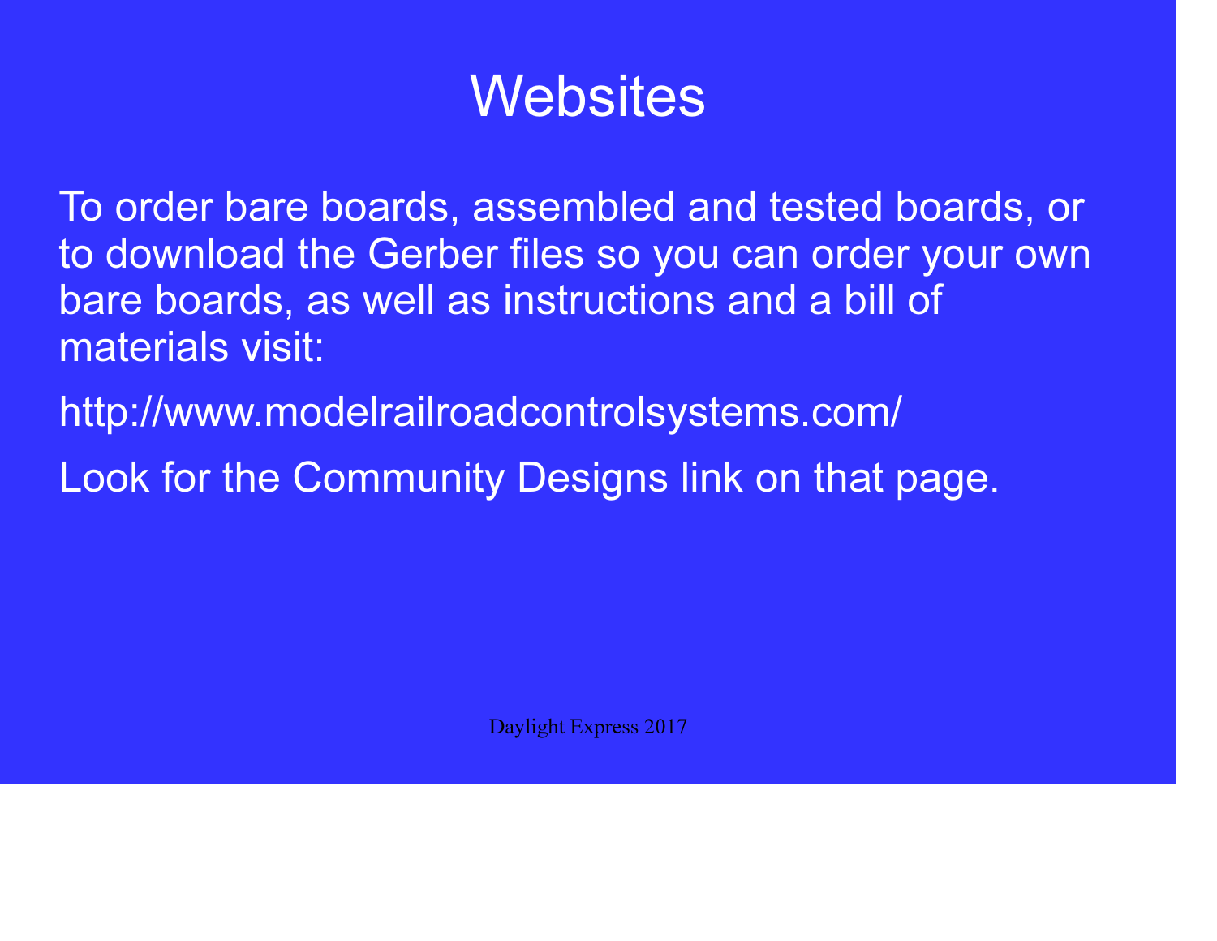# Websites

To order bare boards, assembled and tested boards, or to download the Gerber files so you can order your own bare boards, as well as instructions and a bill of materials visit:

http://www.modelrailroadcontrolsystems.com/

Look for the Community Designs link on that page.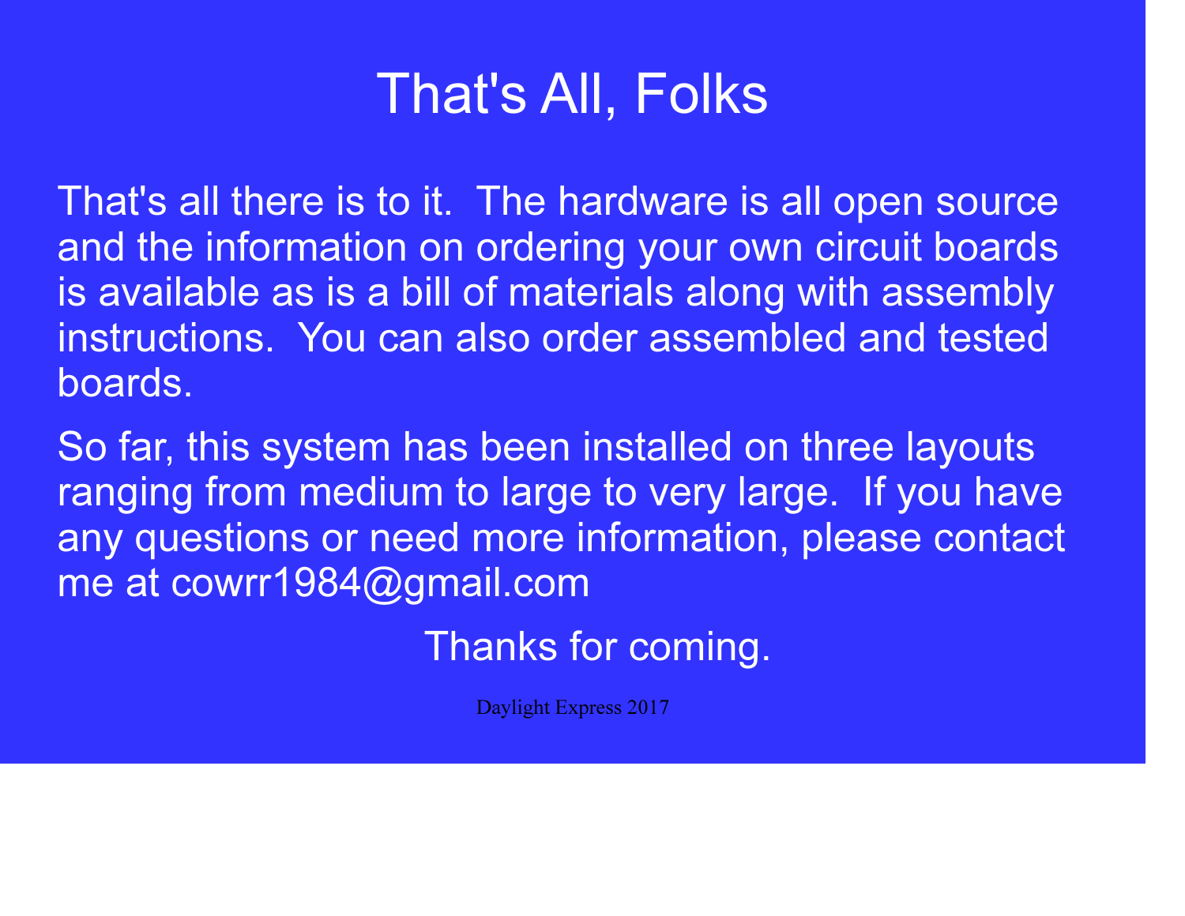# That's All, Folks

That's all there is to it. The hardware is all open source and the information on ordering your own circuit boards is available as is a bill of materials along with assembly instructions. You can also order assembled and tested boards.

So far, this system has been installed on three layouts ranging from medium to large to very large. If you have any questions or need more information, please contact me at cowrr1984@gmail.com

Thanks for coming.

Daylight Express 2017